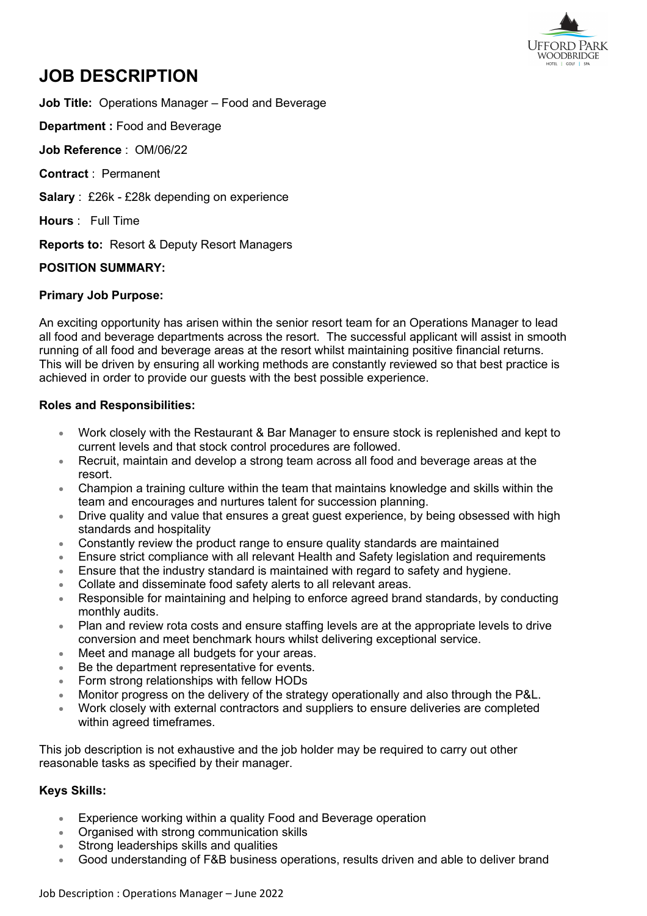# JOB DESCRIPTION

**Job Title:** Operations Manager – Food and Beverage

**Department :** Food and Beverage

**Job Reference** : OM/06/22

**Contract** : Permanent

**Salary** : £26k - £28k depending on experience

**Hours** : Full Time

**Reports to:** Resort & Deputy Resort Managers

**POSITION SUMMARY:**

**Primary Job Purpose:**

An exciting opportunity has arisen within the senior resort team for an Operations Manager to lead all food and beverage departments across the resort. The successful applicant will assist in smooth running of all food and beverage areas at the resort whilst maintaining positive financial returns. This will be driven by ensuring all working methods are constantly reviewed so that best practice is achieved in order to provide our guests with the best possible experience.

**Roles and Responsibilities:**

- Work closely with the Restaurant & Bar Manager to ensure stock is replenished and kept to current levels and that stock control procedures are followed.
- Recruit, maintain and develop a strong team across all food and beverage areas at the resort.
- Champion a training culture within the team that maintains knowledge and skills within the team and encourages and nurtures talent for succession planning.
- Drive quality and value that ensures a great guest experience, by being obsessed with high standards and hospitality
- Constantly review the product range to ensure quality standards are maintained
- Ensure strict compliance with all relevant Health and Safety legislation and requirements
- Ensure that the industry standard is maintained with regard to safety and hygiene.
- Collate and disseminate food safety alerts to all relevant areas.
- Responsible for maintaining and helping to enforce agreed brand standards, by conducting monthly audits.
- Plan and review rota costs and ensure staffing levels are at the appropriate levels to drive conversion and meet benchmark hours whilst delivering exceptional service.
- Meet and manage all budgets for your areas.
- Be the department representative for events.
- Form strong relationships with fellow HODs
- Monitor progress on the delivery of the strategy operationally and also through the P&L.
- Work closely with external contractors and suppliers to ensure deliveries are completed within agreed timeframes.

This job description is not exhaustive and the job holder may be required to carry out other reasonable tasks as specified by their manager.

**Keys Skills:**

- Experience working within a quality Food and Beverage operation
- Organised with strong communication skills
- Strong leaderships skills and qualities
- Good understanding of F&B business operations, results driven and able to deliver brand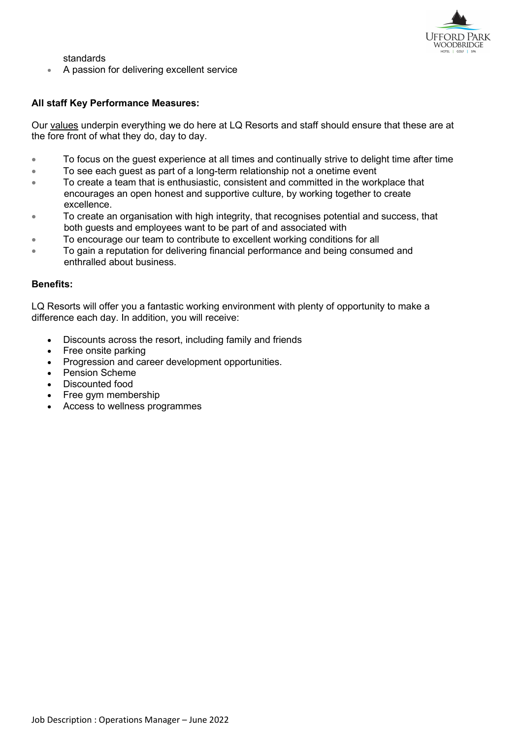standards

- A passion for delivering excellent service

**All staff Key Performance Measures:**

Our values underpin everything we do here at LQ Resorts and staff should ensure that these are at the fore front of what they do, day to day.

- To focus on the guest experience at all times and continually strive to delight time after time
- To see each guest as part of a long-term relationship not a onetime event
- To create a team that is enthusiastic, consistent and committed in the workplace that encourages an open honest and supportive culture, by working together to create excellence.
- To create an organisation with high integrity, that recognises potential and success, that both guests and employees want to be part of and associated with
- To encourage our team to contribute to excellent working conditions for all
- To gain a reputation for delivering financial performance and being consumed and enthralled about business.

**Benefits:**

LQ Resorts will offer you a fantastic working environment with plenty of opportunity to make a difference each day. In addition, you will receive:

- Discounts across the resort, including family and friends
- Free onsite parking
- Progression and career development opportunities.
- Pension Scheme
- Discounted food
- Free gym membership
- Access to wellness programmes